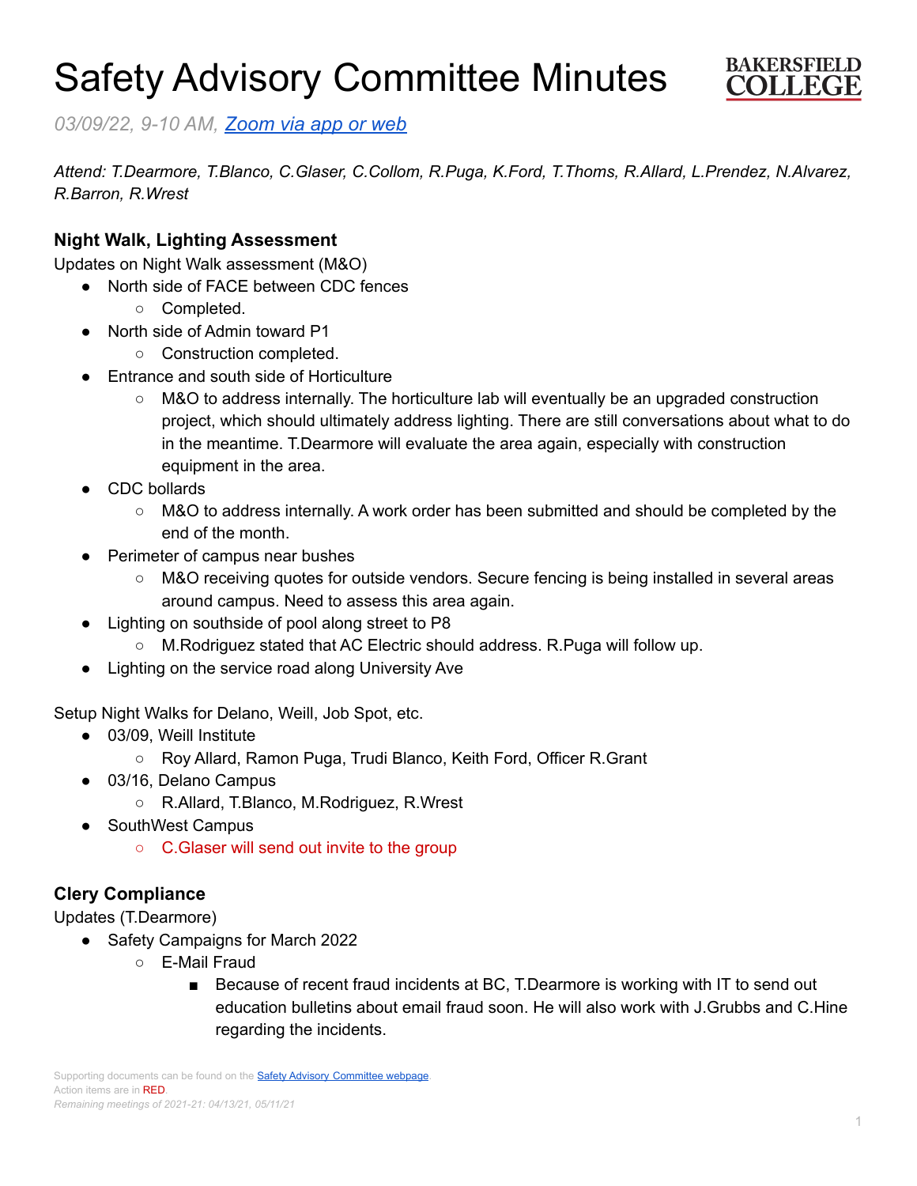# Safety Advisory Committee Minutes

BAKERSFIELD COLLEGE

*03/09/22, 9-10 AM, [Zoom via app or web]*

*Attend: T.Dearmore, T.Blanco, C.Glaser, C.Collom, R.Puga, K.Ford, T.Thoms, R.Allard, L.Prendez, N.Alvarez, R.Barron, R.Wrest*

### Night Walk, Lighting Assessment

Updates on Night Walk assessment (M&O)

- North side of FACE between CDC fences
  - Completed.
- North side of Admin toward P1
  - Construction completed.
- Entrance and south side of Horticulture
  - M&O to address internally. The horticulture lab will eventually be an upgraded construction project, which should ultimately address lighting. There are still conversations about what to do in the meantime. T.Dearmore will evaluate the area again, especially with construction equipment in the area.
- CDC bollards
  - M&O to address internally. A work order has been submitted and should be completed by the end of the month.
- Perimeter of campus near bushes
  - M&O receiving quotes for outside vendors. Secure fencing is being installed in several areas around campus. Need to assess this area again.
- Lighting on southside of pool along street to P8
  - M.Rodriguez stated that AC Electric should address. R.Puga will follow up.
- Lighting on the service road along University Ave

Setup Night Walks for Delano, Weill, Job Spot, etc.

- 03/09, Weill Institute
  - Roy Allard, Ramon Puga, Trudi Blanco, Keith Ford, Officer R.Grant
- 03/16, Delano Campus
  - R.Allard, T.Blanco, M.Rodriguez, R.Wrest
- SouthWest Campus
  - C.Glaser will send out invite to the group

### Clery Compliance

Updates (T.Dearmore)

- Safety Campaigns for March 2022
  - E-Mail Fraud
    - Because of recent fraud incidents at BC, T.Dearmore is working with IT to send out education bulletins about email fraud soon. He will also work with J.Grubbs and C.Hine regarding the incidents.

Supporting documents can be found on the [Safety Advisory Committee webpage].
Action items are in RED.
*Remaining meetings of 2021-21: 04/13/21, 05/11/21*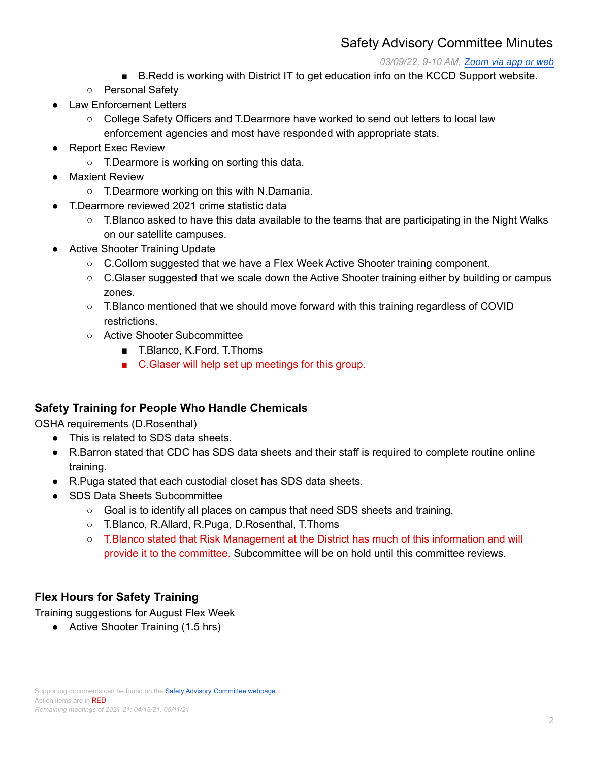- B.Redd is working with District IT to get education info on the KCCD Support website.
  - Personal Safety
- Law Enforcement Letters
  - College Safety Officers and T.Dearmore have worked to send out letters to local law enforcement agencies and most have responded with appropriate stats.
- Report Exec Review
  - T.Dearmore is working on sorting this data.
- Maxient Review
  - T.Dearmore working on this with N.Damania.
- T.Dearmore reviewed 2021 crime statistic data
  - T.Blanco asked to have this data available to the teams that are participating in the Night Walks on our satellite campuses.
- Active Shooter Training Update
  - C.Collom suggested that we have a Flex Week Active Shooter training component.
  - C.Glaser suggested that we scale down the Active Shooter training either by building or campus zones.
  - T.Blanco mentioned that we should move forward with this training regardless of COVID restrictions.
  - Active Shooter Subcommittee
    - T.Blanco, K.Ford, T.Thoms
    - C.Glaser will help set up meetings for this group.

### Safety Training for People Who Handle Chemicals

OSHA requirements (D.Rosenthal)

- This is related to SDS data sheets.
- R.Barron stated that CDC has SDS data sheets and their staff is required to complete routine online training.
- R.Puga stated that each custodial closet has SDS data sheets.
- SDS Data Sheets Subcommittee
  - Goal is to identify all places on campus that need SDS sheets and training.
  - T.Blanco, R.Allard, R.Puga, D.Rosenthal, T.Thoms
  - T.Blanco stated that Risk Management at the District has much of this information and will provide it to the committee. Subcommittee will be on hold until this committee reviews.

### Flex Hours for Safety Training

Training suggestions for August Flex Week

- Active Shooter Training (1.5 hrs)

Supporting documents can be found on the Safety Advisory Committee webpage.
Action items are in RED.
*Remaining meetings of 2021-21: 04/13/21, 05/11/21*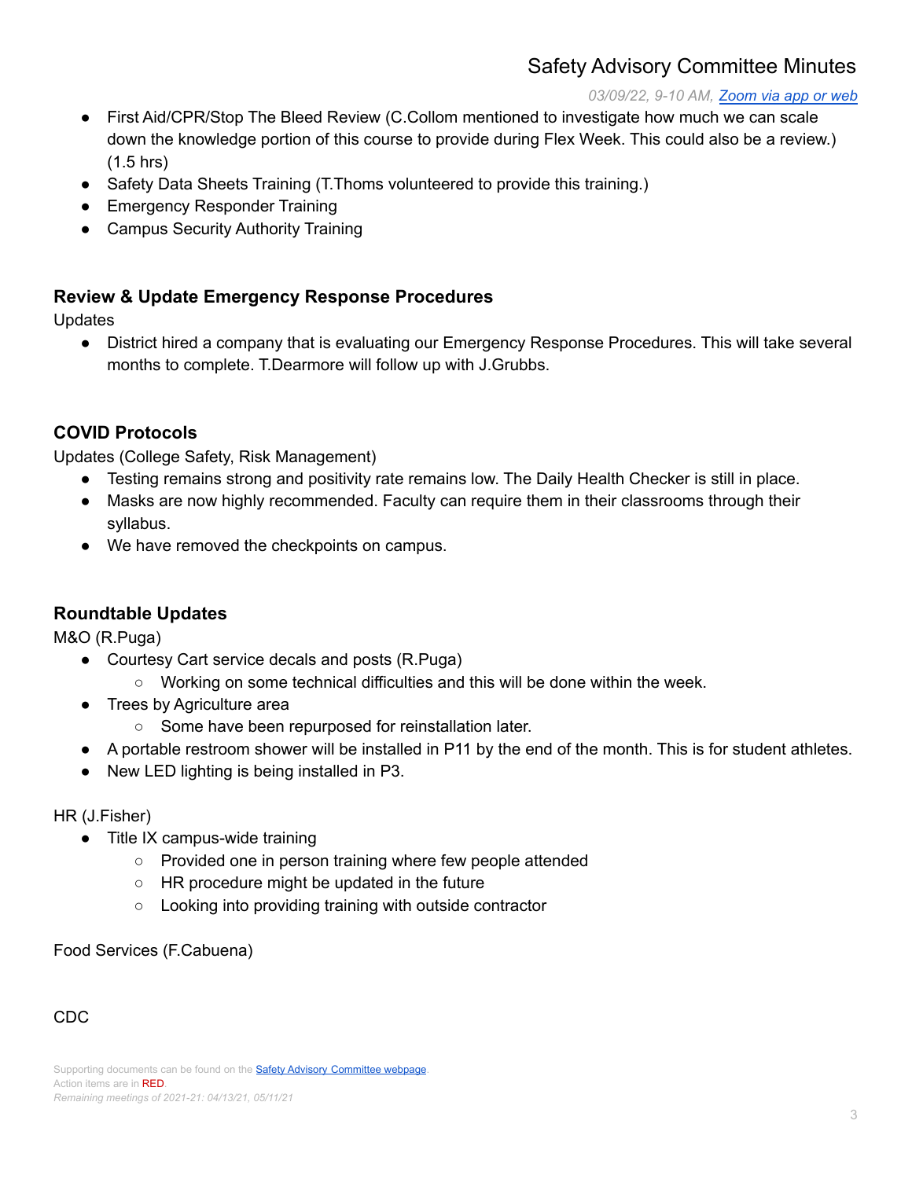- First Aid/CPR/Stop The Bleed Review (C.Collom mentioned to investigate how much we can scale down the knowledge portion of this course to provide during Flex Week. This could also be a review.) (1.5 hrs)
- Safety Data Sheets Training (T.Thoms volunteered to provide this training.)
- Emergency Responder Training
- Campus Security Authority Training

### Review & Update Emergency Response Procedures

Updates

- District hired a company that is evaluating our Emergency Response Procedures. This will take several months to complete. T.Dearmore will follow up with J.Grubbs.

### COVID Protocols

Updates (College Safety, Risk Management)

- Testing remains strong and positivity rate remains low. The Daily Health Checker is still in place.
- Masks are now highly recommended. Faculty can require them in their classrooms through their syllabus.
- We have removed the checkpoints on campus.

### Roundtable Updates

M&O (R.Puga)

- Courtesy Cart service decals and posts (R.Puga)
  - Working on some technical difficulties and this will be done within the week.
- Trees by Agriculture area
  - Some have been repurposed for reinstallation later.
- A portable restroom shower will be installed in P11 by the end of the month. This is for student athletes.
- New LED lighting is being installed in P3.

HR (J.Fisher)

- Title IX campus-wide training
  - Provided one in person training where few people attended
  - HR procedure might be updated in the future
  - Looking into providing training with outside contractor

Food Services (F.Cabuena)

CDC

Supporting documents can be found on the Safety Advisory Committee webpage.
Action items are in RED.
*Remaining meetings of 2021-21: 04/13/21, 05/11/21*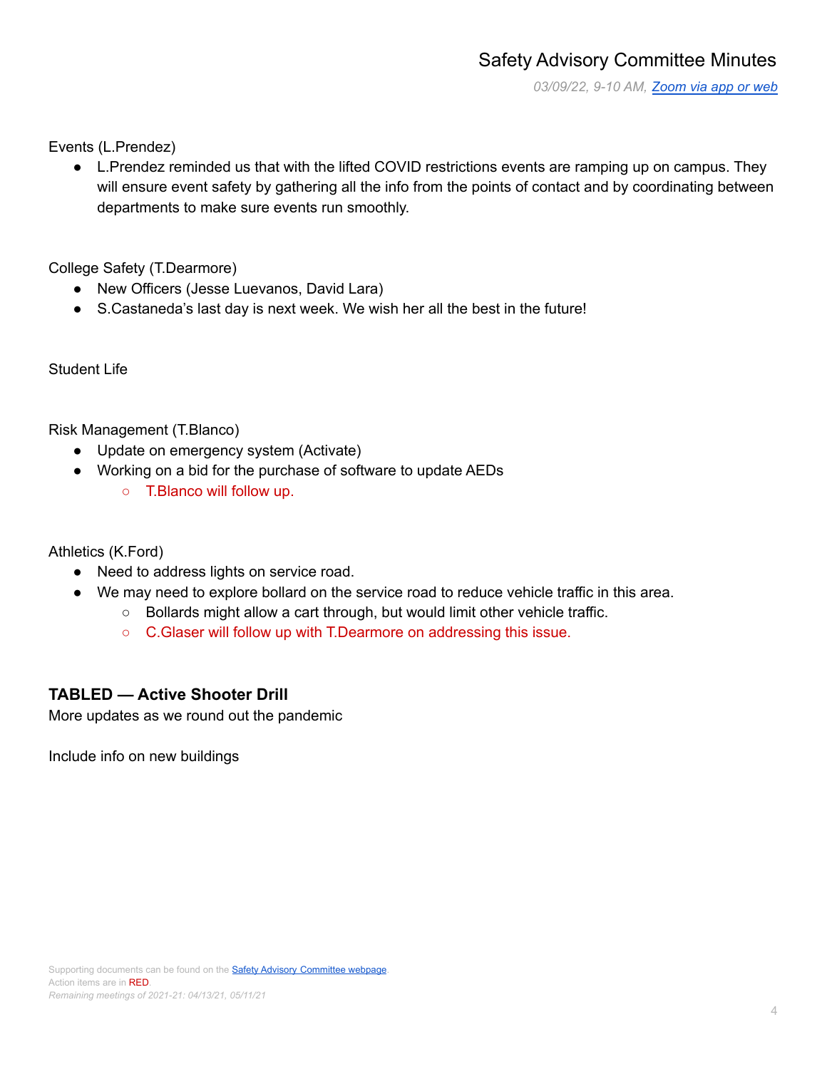Events (L.Prendez)

- L.Prendez reminded us that with the lifted COVID restrictions events are ramping up on campus. They will ensure event safety by gathering all the info from the points of contact and by coordinating between departments to make sure events run smoothly.

College Safety (T.Dearmore)

- New Officers (Jesse Luevanos, David Lara)
- S.Castaneda's last day is next week. We wish her all the best in the future!

Student Life

Risk Management (T.Blanco)

- Update on emergency system (Activate)
- Working on a bid for the purchase of software to update AEDs
  - T.Blanco will follow up.

Athletics (K.Ford)

- Need to address lights on service road.
- We may need to explore bollard on the service road to reduce vehicle traffic in this area.
  - Bollards might allow a cart through, but would limit other vehicle traffic.
  - C.Glaser will follow up with T.Dearmore on addressing this issue.

**TABLED — Active Shooter Drill**

More updates as we round out the pandemic

Include info on new buildings

Supporting documents can be found on the [Safety Advisory Committee webpage](#).
Action items are in RED.
*Remaining meetings of 2021-21: 04/13/21, 05/11/21*